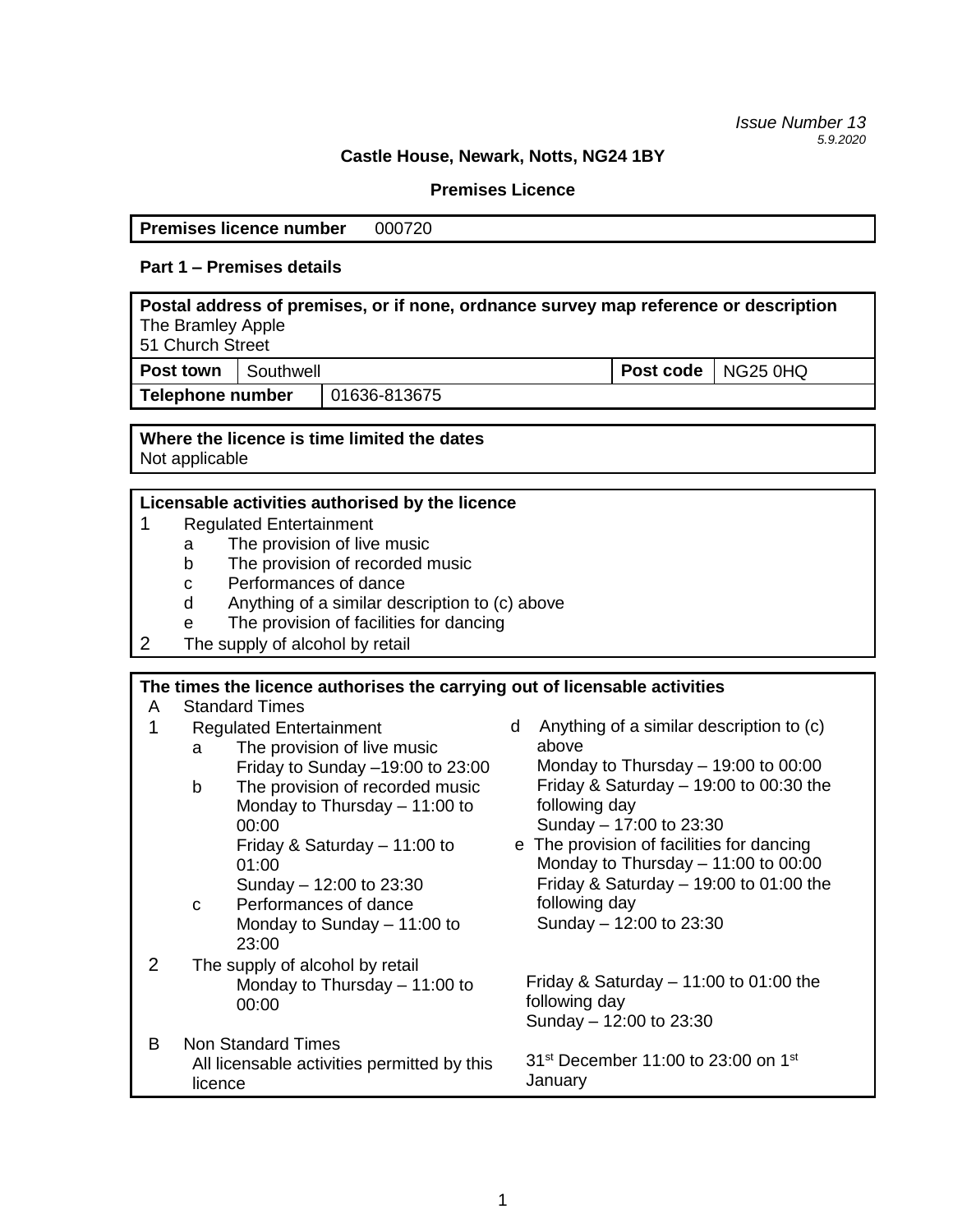*Issue Number 13*
*5.9.2020*

**Castle House, Newark, Notts, NG24 1BY**

**Premises Licence**

| **Premises licence number** | 000720 |
|---|---|

**Part 1 – Premises details**

| **Postal address of premises, or if none, ordnance survey map reference or description** | | | |
|---|---|---|---|
| The Bramley Apple<br>51 Church Street | | | |
| **Post town** | Southwell | **Post code** | NG25 0HQ |
| **Telephone number** | 01636-813675 | | |

**Where the licence is time limited the dates**
Not applicable

**Licensable activities authorised by the licence**

1 Regulated Entertainment
- a The provision of live music
- b The provision of recorded music
- c Performances of dance
- d Anything of a similar description to (c) above
- e The provision of facilities for dancing

2 The supply of alcohol by retail

**The times the licence authorises the carrying out of licensable activities**

A Standard Times

1 Regulated Entertainment
- a The provision of live music
  - Friday to Sunday –19:00 to 23:00
- b The provision of recorded music
  - Monday to Thursday – 11:00 to 00:00
  - Friday & Saturday – 11:00 to 01:00
  - Sunday – 12:00 to 23:30
- c Performances of dance
  - Monday to Sunday – 11:00 to 23:00
- d Anything of a similar description to (c) above
  - Monday to Thursday – 19:00 to 00:00
  - Friday & Saturday – 19:00 to 00:30 the following day
  - Sunday – 17:00 to 23:30
- e The provision of facilities for dancing
  - Monday to Thursday – 11:00 to 00:00
  - Friday & Saturday – 19:00 to 01:00 the following day
  - Sunday – 12:00 to 23:30

2 The supply of alcohol by retail
- Monday to Thursday – 11:00 to 00:00
- Friday & Saturday – 11:00 to 01:00 the following day
- Sunday – 12:00 to 23:30

B Non Standard Times
All licensable activities permitted by this licence
31st December 11:00 to 23:00 on 1st January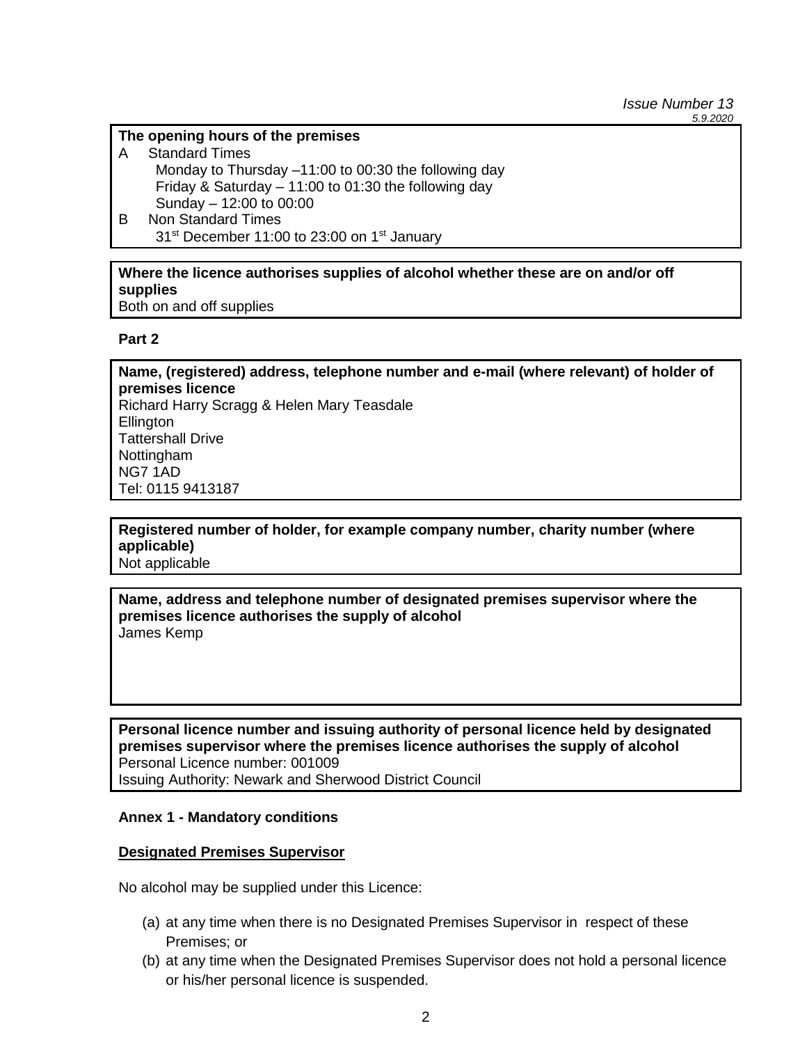*Issue Number 13*
*5.9.2020*

**The opening hours of the premises**

A Standard Times

Monday to Thursday –11:00 to 00:30 the following day
Friday & Saturday – 11:00 to 01:30 the following day
Sunday – 12:00 to 00:00

B Non Standard Times

31st December 11:00 to 23:00 on 1st January

**Where the licence authorises supplies of alcohol whether these are on and/or off supplies**
Both on and off supplies

**Part 2**

**Name, (registered) address, telephone number and e-mail (where relevant) of holder of premises licence**
Richard Harry Scragg & Helen Mary Teasdale
Ellington
Tattershall Drive
Nottingham
NG7 1AD
Tel: 0115 9413187

**Registered number of holder, for example company number, charity number (where applicable)**
Not applicable

**Name, address and telephone number of designated premises supervisor where the premises licence authorises the supply of alcohol**
James Kemp

**Personal licence number and issuing authority of personal licence held by designated premises supervisor where the premises licence authorises the supply of alcohol**
Personal Licence number: 001009
Issuing Authority: Newark and Sherwood District Council

**Annex 1 - Mandatory conditions**

**Designated Premises Supervisor**

No alcohol may be supplied under this Licence:

(a) at any time when there is no Designated Premises Supervisor in respect of these Premises; or
(b) at any time when the Designated Premises Supervisor does not hold a personal licence or his/her personal licence is suspended.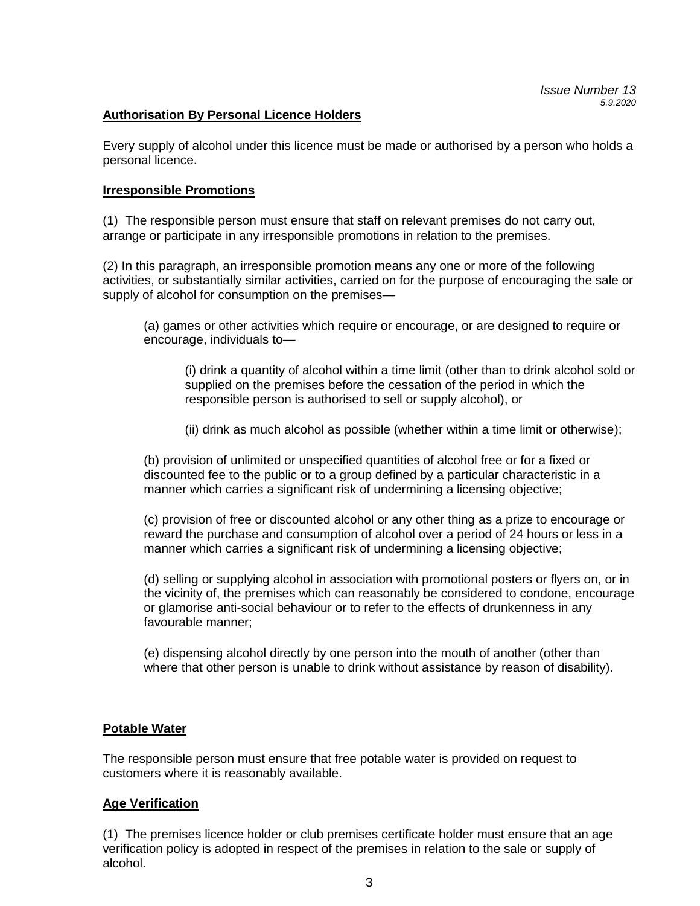*Issue Number 13*
*5.9.2020*

**Authorisation By Personal Licence Holders**

Every supply of alcohol under this licence must be made or authorised by a person who holds a personal licence.

**Irresponsible Promotions**

(1) The responsible person must ensure that staff on relevant premises do not carry out, arrange or participate in any irresponsible promotions in relation to the premises.

(2) In this paragraph, an irresponsible promotion means any one or more of the following activities, or substantially similar activities, carried on for the purpose of encouraging the sale or supply of alcohol for consumption on the premises—

(a) games or other activities which require or encourage, or are designed to require or encourage, individuals to—

(i) drink a quantity of alcohol within a time limit (other than to drink alcohol sold or supplied on the premises before the cessation of the period in which the responsible person is authorised to sell or supply alcohol), or

(ii) drink as much alcohol as possible (whether within a time limit or otherwise);

(b) provision of unlimited or unspecified quantities of alcohol free or for a fixed or discounted fee to the public or to a group defined by a particular characteristic in a manner which carries a significant risk of undermining a licensing objective;

(c) provision of free or discounted alcohol or any other thing as a prize to encourage or reward the purchase and consumption of alcohol over a period of 24 hours or less in a manner which carries a significant risk of undermining a licensing objective;

(d) selling or supplying alcohol in association with promotional posters or flyers on, or in the vicinity of, the premises which can reasonably be considered to condone, encourage or glamorise anti-social behaviour or to refer to the effects of drunkenness in any favourable manner;

(e) dispensing alcohol directly by one person into the mouth of another (other than where that other person is unable to drink without assistance by reason of disability).

**Potable Water**

The responsible person must ensure that free potable water is provided on request to customers where it is reasonably available.

**Age Verification**

(1) The premises licence holder or club premises certificate holder must ensure that an age verification policy is adopted in respect of the premises in relation to the sale or supply of alcohol.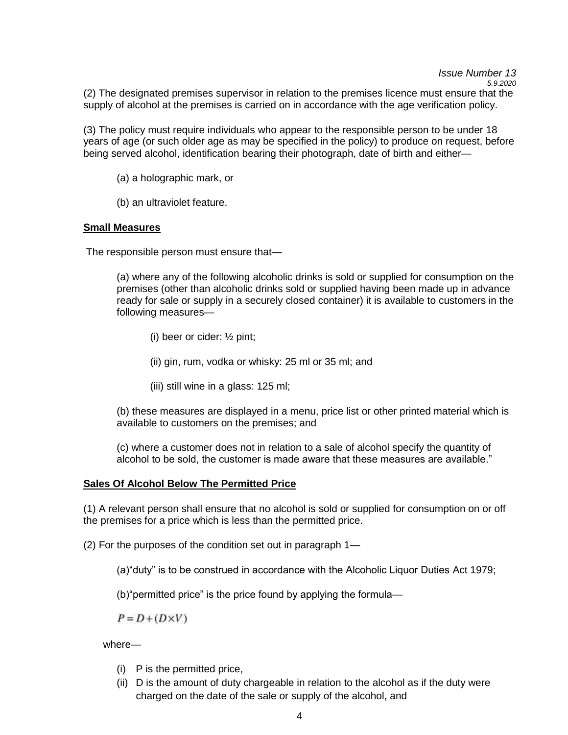(2) The designated premises supervisor in relation to the premises licence must ensure that the supply of alcohol at the premises is carried on in accordance with the age verification policy.

(3) The policy must require individuals who appear to the responsible person to be under 18 years of age (or such older age as may be specified in the policy) to produce on request, before being served alcohol, identification bearing their photograph, date of birth and either—

(a) a holographic mark, or

(b) an ultraviolet feature.

**Small Measures**

The responsible person must ensure that—

(a) where any of the following alcoholic drinks is sold or supplied for consumption on the premises (other than alcoholic drinks sold or supplied having been made up in advance ready for sale or supply in a securely closed container) it is available to customers in the following measures—

(i) beer or cider: ½ pint;

(ii) gin, rum, vodka or whisky: 25 ml or 35 ml; and

(iii) still wine in a glass: 125 ml;

(b) these measures are displayed in a menu, price list or other printed material which is available to customers on the premises; and

(c) where a customer does not in relation to a sale of alcohol specify the quantity of alcohol to be sold, the customer is made aware that these measures are available."

**Sales Of Alcohol Below The Permitted Price**

(1) A relevant person shall ensure that no alcohol is sold or supplied for consumption on or off the premises for a price which is less than the permitted price.

(2) For the purposes of the condition set out in paragraph 1—

(a)"duty" is to be construed in accordance with the Alcoholic Liquor Duties Act 1979;

(b)"permitted price" is the price found by applying the formula—

$$P = D + (D \times V)$$

where—

(i) P is the permitted price,
(ii) D is the amount of duty chargeable in relation to the alcohol as if the duty were charged on the date of the sale or supply of the alcohol, and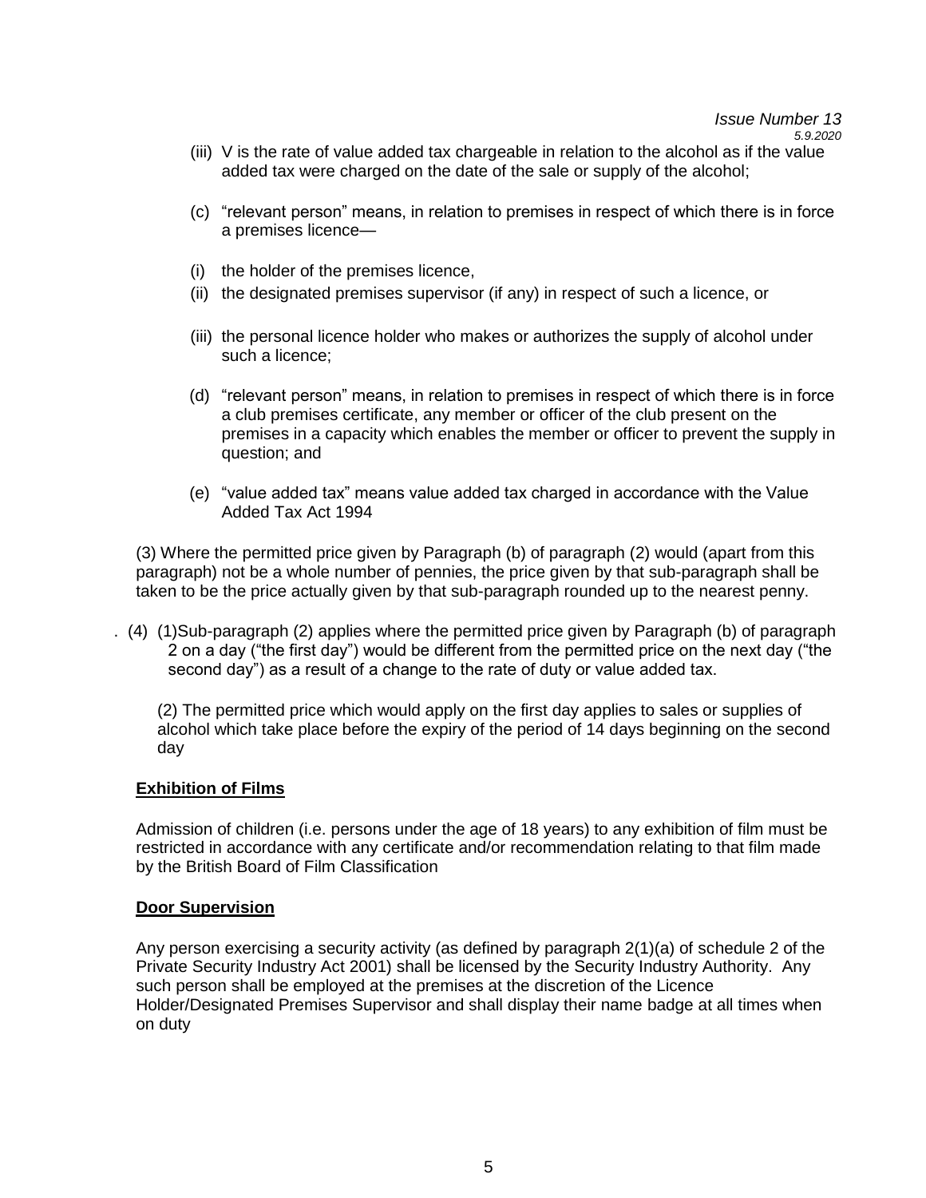(iii) V is the rate of value added tax chargeable in relation to the alcohol as if the value added tax were charged on the date of the sale or supply of the alcohol;

(c) "relevant person" means, in relation to premises in respect of which there is in force a premises licence—

(i) the holder of the premises licence,

(ii) the designated premises supervisor (if any) in respect of such a licence, or

(iii) the personal licence holder who makes or authorizes the supply of alcohol under such a licence;

(d) "relevant person" means, in relation to premises in respect of which there is in force a club premises certificate, any member or officer of the club present on the premises in a capacity which enables the member or officer to prevent the supply in question; and

(e) "value added tax" means value added tax charged in accordance with the Value Added Tax Act 1994

(3) Where the permitted price given by Paragraph (b) of paragraph (2) would (apart from this paragraph) not be a whole number of pennies, the price given by that sub-paragraph shall be taken to be the price actually given by that sub-paragraph rounded up to the nearest penny.

. (4) (1)Sub-paragraph (2) applies where the permitted price given by Paragraph (b) of paragraph 2 on a day ("the first day") would be different from the permitted price on the next day ("the second day") as a result of a change to the rate of duty or value added tax.

(2) The permitted price which would apply on the first day applies to sales or supplies of alcohol which take place before the expiry of the period of 14 days beginning on the second day

**Exhibition of Films**

Admission of children (i.e. persons under the age of 18 years) to any exhibition of film must be restricted in accordance with any certificate and/or recommendation relating to that film made by the British Board of Film Classification

**Door Supervision**

Any person exercising a security activity (as defined by paragraph 2(1)(a) of schedule 2 of the Private Security Industry Act 2001) shall be licensed by the Security Industry Authority. Any such person shall be employed at the premises at the discretion of the Licence Holder/Designated Premises Supervisor and shall display their name badge at all times when on duty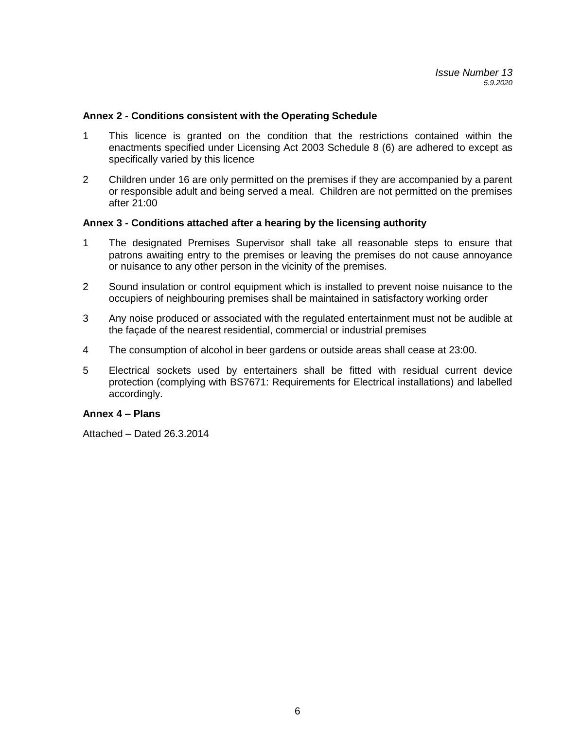*Issue Number 13*
*5.9.2020*

**Annex 2 - Conditions consistent with the Operating Schedule**

1 This licence is granted on the condition that the restrictions contained within the enactments specified under Licensing Act 2003 Schedule 8 (6) are adhered to except as specifically varied by this licence

2 Children under 16 are only permitted on the premises if they are accompanied by a parent or responsible adult and being served a meal. Children are not permitted on the premises after 21:00

**Annex 3 - Conditions attached after a hearing by the licensing authority**

1 The designated Premises Supervisor shall take all reasonable steps to ensure that patrons awaiting entry to the premises or leaving the premises do not cause annoyance or nuisance to any other person in the vicinity of the premises.

2 Sound insulation or control equipment which is installed to prevent noise nuisance to the occupiers of neighbouring premises shall be maintained in satisfactory working order

3 Any noise produced or associated with the regulated entertainment must not be audible at the façade of the nearest residential, commercial or industrial premises

4 The consumption of alcohol in beer gardens or outside areas shall cease at 23:00.

5 Electrical sockets used by entertainers shall be fitted with residual current device protection (complying with BS7671: Requirements for Electrical installations) and labelled accordingly.

**Annex 4 – Plans**

Attached – Dated 26.3.2014